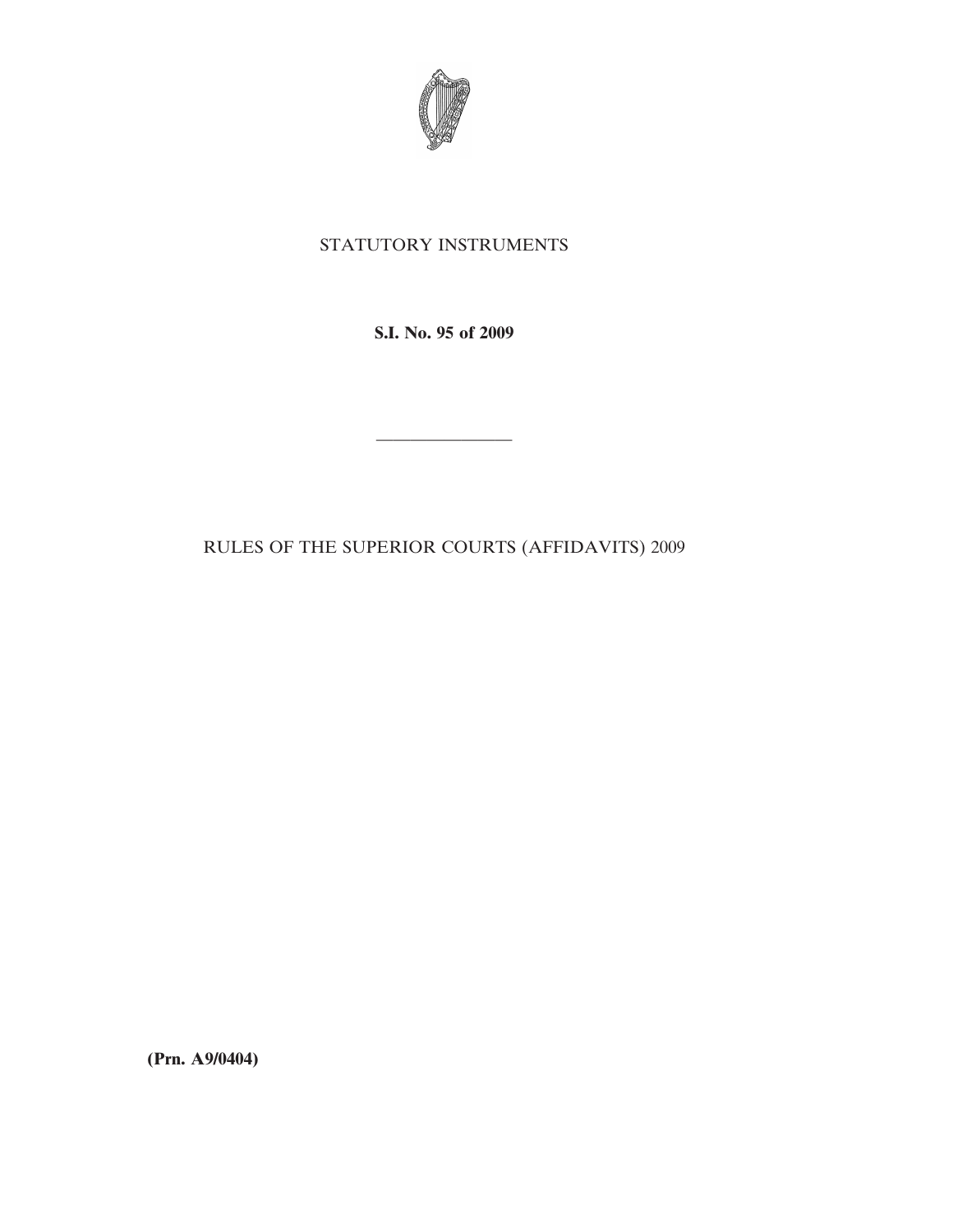STATUTORY INSTRUMENTS

**S.I. No. 95 of 2009**

---

RULES OF THE SUPERIOR COURTS (AFFIDAVITS) 2009

**(Prn. A9/0404)**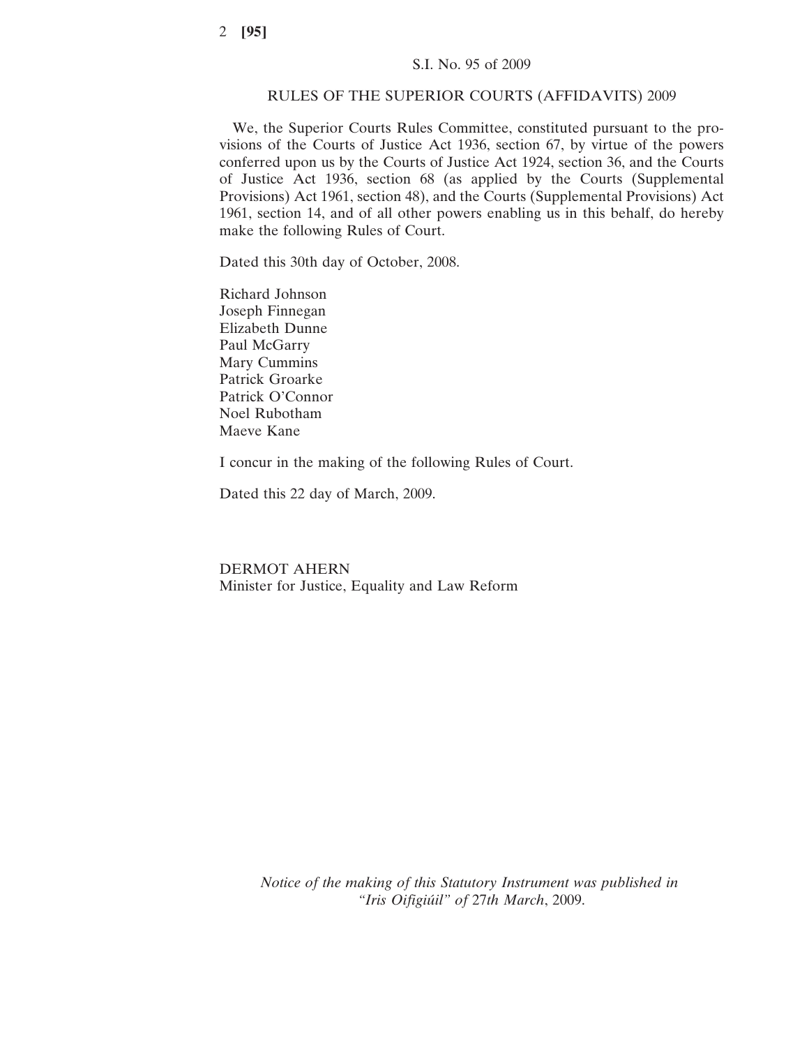S.I. No. 95 of 2009

RULES OF THE SUPERIOR COURTS (AFFIDAVITS) 2009

We, the Superior Courts Rules Committee, constituted pursuant to the provisions of the Courts of Justice Act 1936, section 67, by virtue of the powers conferred upon us by the Courts of Justice Act 1924, section 36, and the Courts of Justice Act 1936, section 68 (as applied by the Courts (Supplemental Provisions) Act 1961, section 48), and the Courts (Supplemental Provisions) Act 1961, section 14, and of all other powers enabling us in this behalf, do hereby make the following Rules of Court.

Dated this 30th day of October, 2008.

Richard Johnson
Joseph Finnegan
Elizabeth Dunne
Paul McGarry
Mary Cummins
Patrick Groarke
Patrick O'Connor
Noel Rubotham
Maeve Kane

I concur in the making of the following Rules of Court.

Dated this 22 day of March, 2009.

DERMOT AHERN
Minister for Justice, Equality and Law Reform

*Notice of the making of this Statutory Instrument was published in "Iris Oifigiúil" of* 27*th March*, 2009.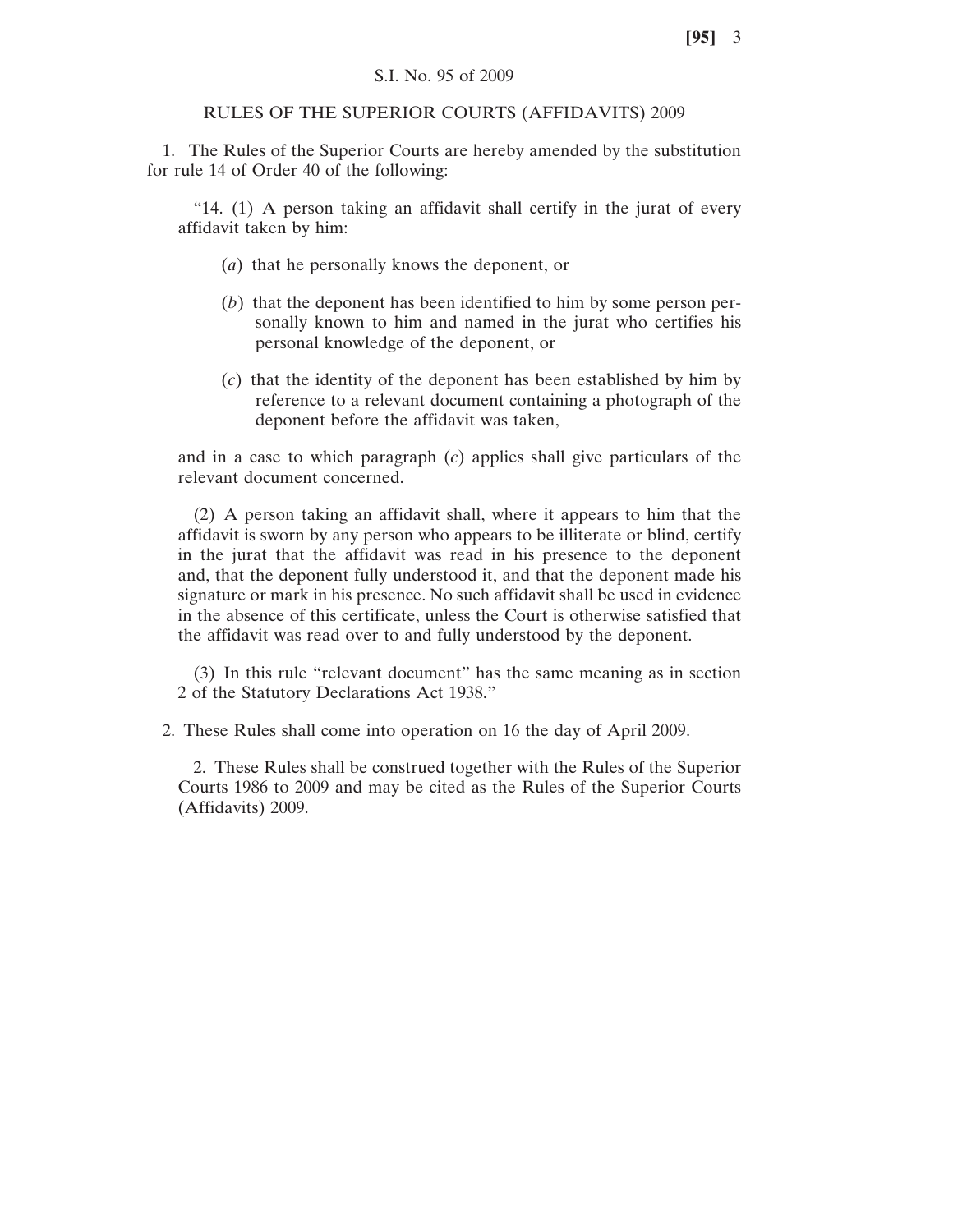S.I. No. 95 of 2009

RULES OF THE SUPERIOR COURTS (AFFIDAVITS) 2009

1. The Rules of the Superior Courts are hereby amended by the substitution for rule 14 of Order 40 of the following:

> "14. (1) A person taking an affidavit shall certify in the jurat of every affidavit taken by him:
>
> (*a*) that he personally knows the deponent, or
>
> (*b*) that the deponent has been identified to him by some person personally known to him and named in the jurat who certifies his personal knowledge of the deponent, or
>
> (*c*) that the identity of the deponent has been established by him by reference to a relevant document containing a photograph of the deponent before the affidavit was taken,
>
> and in a case to which paragraph (*c*) applies shall give particulars of the relevant document concerned.
>
> (2) A person taking an affidavit shall, where it appears to him that the affidavit is sworn by any person who appears to be illiterate or blind, certify in the jurat that the affidavit was read in his presence to the deponent and, that the deponent fully understood it, and that the deponent made his signature or mark in his presence. No such affidavit shall be used in evidence in the absence of this certificate, unless the Court is otherwise satisfied that the affidavit was read over to and fully understood by the deponent.
>
> (3) In this rule "relevant document" has the same meaning as in section 2 of the Statutory Declarations Act 1938."

2. These Rules shall come into operation on 16 the day of April 2009.

2. These Rules shall be construed together with the Rules of the Superior Courts 1986 to 2009 and may be cited as the Rules of the Superior Courts (Affidavits) 2009.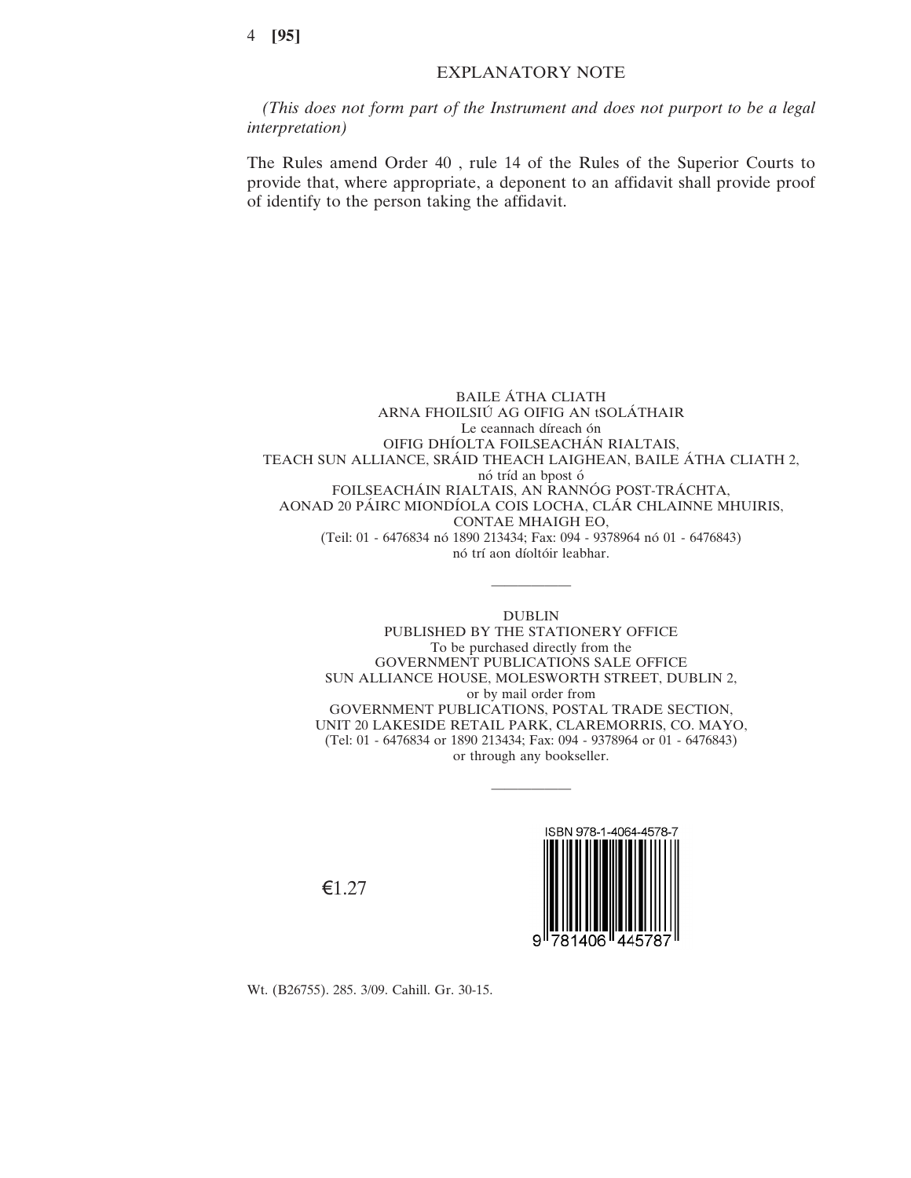## EXPLANATORY NOTE

*(This does not form part of the Instrument and does not purport to be a legal interpretation)*

The Rules amend Order 40 , rule 14 of the Rules of the Superior Courts to provide that, where appropriate, a deponent to an affidavit shall provide proof of identify to the person taking the affidavit.

BAILE ÁTHA CLIATH
ARNA FHOILSIÚ AG OIFIG AN tSOLÁTHAIR
Le ceannach díreach ón
OIFIG DHÍOLTA FOILSEACHÁN RIALTAIS,
TEACH SUN ALLIANCE, SRÁID THEACH LAIGHEAN, BAILE ÁTHA CLIATH 2,
nó tríd an bpost ó
FOILSEACHÁIN RIALTAIS, AN RANNÓG POST-TRÁCHTA,
AONAD 20 PÁIRC MIONDÍOLA COIS LOCHA, CLÁR CHLAINNE MHUIRIS,
CONTAE MHAIGH EO,
(Teil: 01 - 6476834 nó 1890 213434; Fax: 094 - 9378964 nó 01 - 6476843)
nó trí aon díoltóir leabhar.

---

DUBLIN
PUBLISHED BY THE STATIONERY OFFICE
To be purchased directly from the
GOVERNMENT PUBLICATIONS SALE OFFICE
SUN ALLIANCE HOUSE, MOLESWORTH STREET, DUBLIN 2,
or by mail order from
GOVERNMENT PUBLICATIONS, POSTAL TRADE SECTION,
UNIT 20 LAKESIDE RETAIL PARK, CLAREMORRIS, CO. MAYO,
(Tel: 01 - 6476834 or 1890 213434; Fax: 094 - 9378964 or 01 - 6476843)
or through any bookseller.

---

€1.27

ISBN 978-1-4064-4578-7

9 781406 445787

Wt. (B26755). 285. 3/09. Cahill. Gr. 30-15.